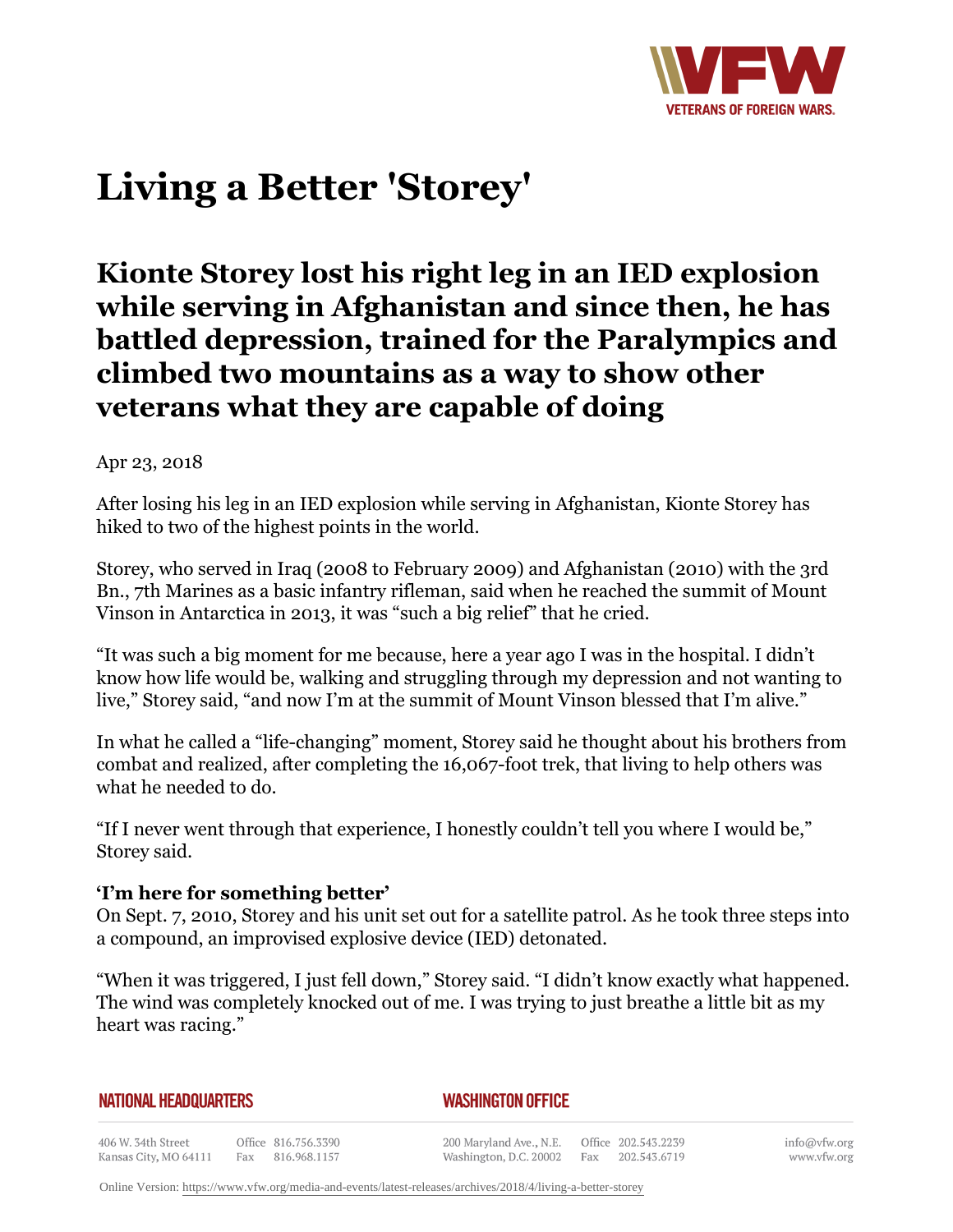# Living a Better 'Storey'

## Kionte Storey lost his right leg in an IED explosion while serving in Afghanistan and since then, he has battled depression, trained for the Paralympics and climbed two mountains as a way to show other veterans what they are capable of doing

Apr 23, 2018

After losing his leg in an IED explosion while serving in Afghanistan, Kionte Storey has hiked to two of the highest points in the world.

Storey, who served in Iraq (2008 to February 2009) and Afghanistan (2010) with the 3rd Bn., 7th Marines as a basic infantry rifleman, said when he reached the summit of Mount Vinson in Antarctica in 2013, it was "such a big relief" that he cried.

"It was such a big moment for me because, here a year ago I was in the hospital. I didn't know how life would be, walking and struggling through my depression and not wanting to live," Storey said, "and now I'm at the summit of Mount Vinson blessed that I'm alive."

In what he called a "life-changing" moment, Storey said he thought about his brothers from combat and realized, after completing the 16,067-foot trek, that living to help others was what he needed to do.

"If I never went through that experience, I honestly couldn't tell you where I would be," Storey said.

**'I'm here for something better'**

On Sept. 7, 2010, Storey and his unit set out for a satellite patrol. As he took three steps into a compound, an improvised explosive device (IED) detonated.

"When it was triggered, I just fell down," Storey said. "I didn't know exactly what happened. The wind was completely knocked out of me. I was trying to just breathe a little bit as my heart was racing."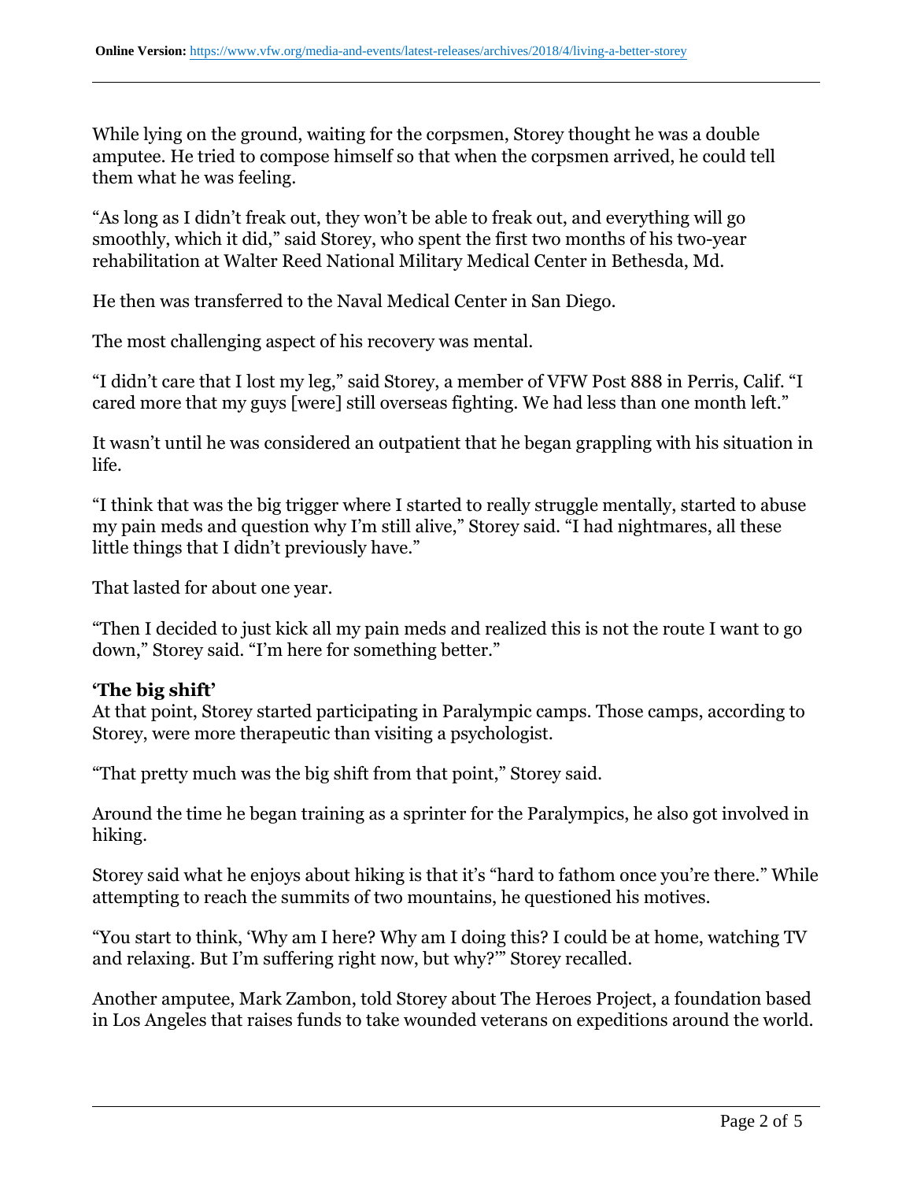While lying on the ground, waiting for the corpsmen, Storey thought he was a double amputee. He tried to compose himself so that when the corpsmen arrived, he could tell them what he was feeling.

“As long as I didn’t freak out, they won’t be able to freak out, and everything will go smoothly, which it did,” said Storey, who spent the first two months of his two-year rehabilitation at Walter Reed National Military Medical Center in Bethesda, Md.

He then was transferred to the Naval Medical Center in San Diego.

The most challenging aspect of his recovery was mental.

“I didn’t care that I lost my leg,” said Storey, a member of VFW Post 888 in Perris, Calif. “I cared more that my guys [were] still overseas fighting. We had less than one month left.”

It wasn’t until he was considered an outpatient that he began grappling with his situation in life.

“I think that was the big trigger where I started to really struggle mentally, started to abuse my pain meds and question why I’m still alive,” Storey said. “I had nightmares, all these little things that I didn’t previously have.”

That lasted for about one year.

“Then I decided to just kick all my pain meds and realized this is not the route I want to go down,” Storey said. “I’m here for something better.”

**‘The big shift’**

At that point, Storey started participating in Paralympic camps. Those camps, according to Storey, were more therapeutic than visiting a psychologist.

“That pretty much was the big shift from that point,” Storey said.

Around the time he began training as a sprinter for the Paralympics, he also got involved in hiking.

Storey said what he enjoys about hiking is that it’s “hard to fathom once you’re there.” While attempting to reach the summits of two mountains, he questioned his motives.

“You start to think, ‘Why am I here? Why am I doing this? I could be at home, watching TV and relaxing. But I’m suffering right now, but why?’” Storey recalled.

Another amputee, Mark Zambon, told Storey about The Heroes Project, a foundation based in Los Angeles that raises funds to take wounded veterans on expeditions around the world.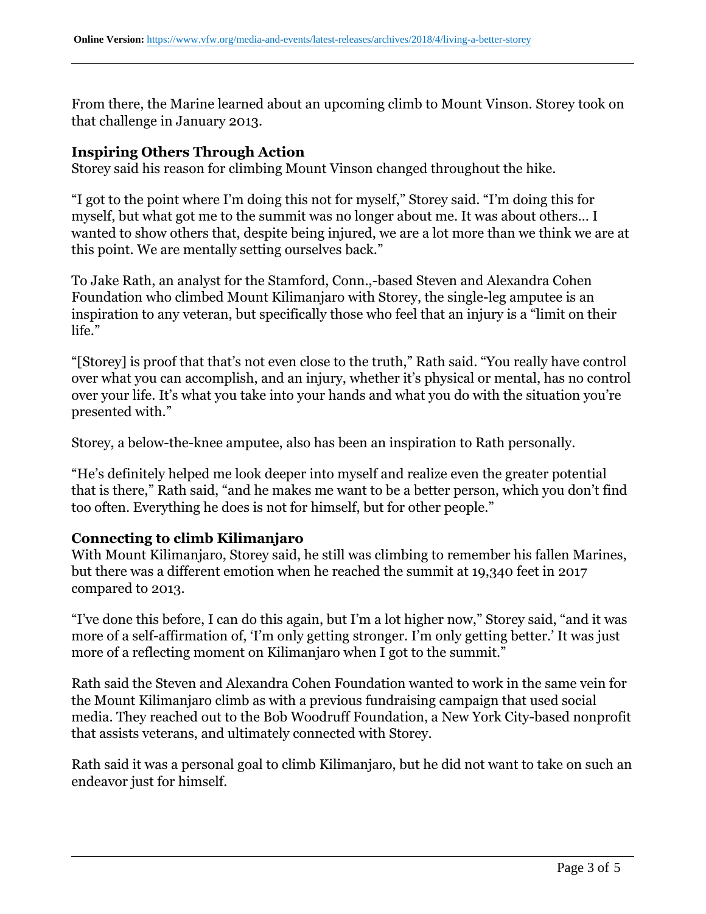From there, the Marine learned about an upcoming climb to Mount Vinson. Storey took on that challenge in January 2013.

### Inspiring Others Through Action

Storey said his reason for climbing Mount Vinson changed throughout the hike.

"I got to the point where I'm doing this not for myself," Storey said. "I'm doing this for myself, but what got me to the summit was no longer about me. It was about others… I wanted to show others that, despite being injured, we are a lot more than we think we are at this point. We are mentally setting ourselves back."

To Jake Rath, an analyst for the Stamford, Conn.,-based Steven and Alexandra Cohen Foundation who climbed Mount Kilimanjaro with Storey, the single-leg amputee is an inspiration to any veteran, but specifically those who feel that an injury is a "limit on their life."

"[Storey] is proof that that's not even close to the truth," Rath said. "You really have control over what you can accomplish, and an injury, whether it's physical or mental, has no control over your life. It's what you take into your hands and what you do with the situation you're presented with."

Storey, a below-the-knee amputee, also has been an inspiration to Rath personally.

"He's definitely helped me look deeper into myself and realize even the greater potential that is there," Rath said, "and he makes me want to be a better person, which you don't find too often. Everything he does is not for himself, but for other people."

### Connecting to climb Kilimanjaro

With Mount Kilimanjaro, Storey said, he still was climbing to remember his fallen Marines, but there was a different emotion when he reached the summit at 19,340 feet in 2017 compared to 2013.

"I've done this before, I can do this again, but I'm a lot higher now," Storey said, "and it was more of a self-affirmation of, 'I'm only getting stronger. I'm only getting better.' It was just more of a reflecting moment on Kilimanjaro when I got to the summit."

Rath said the Steven and Alexandra Cohen Foundation wanted to work in the same vein for the Mount Kilimanjaro climb as with a previous fundraising campaign that used social media. They reached out to the Bob Woodruff Foundation, a New York City-based nonprofit that assists veterans, and ultimately connected with Storey.

Rath said it was a personal goal to climb Kilimanjaro, but he did not want to take on such an endeavor just for himself.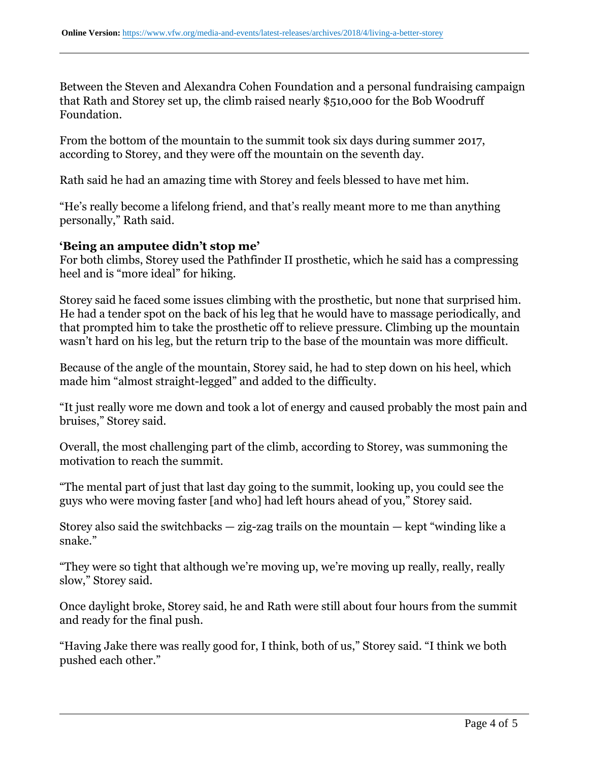Between the Steven and Alexandra Cohen Foundation and a personal fundraising campaign that Rath and Storey set up, the climb raised nearly $510,000 for the Bob Woodruff Foundation.

From the bottom of the mountain to the summit took six days during summer 2017, according to Storey, and they were off the mountain on the seventh day.

Rath said he had an amazing time with Storey and feels blessed to have met him.

"He's really become a lifelong friend, and that's really meant more to me than anything personally," Rath said.

### 'Being an amputee didn't stop me'

For both climbs, Storey used the Pathfinder II prosthetic, which he said has a compressing heel and is "more ideal" for hiking.

Storey said he faced some issues climbing with the prosthetic, but none that surprised him. He had a tender spot on the back of his leg that he would have to massage periodically, and that prompted him to take the prosthetic off to relieve pressure. Climbing up the mountain wasn't hard on his leg, but the return trip to the base of the mountain was more difficult.

Because of the angle of the mountain, Storey said, he had to step down on his heel, which made him "almost straight-legged" and added to the difficulty.

"It just really wore me down and took a lot of energy and caused probably the most pain and bruises," Storey said.

Overall, the most challenging part of the climb, according to Storey, was summoning the motivation to reach the summit.

"The mental part of just that last day going to the summit, looking up, you could see the guys who were moving faster [and who] had left hours ahead of you," Storey said.

Storey also said the switchbacks — zig-zag trails on the mountain — kept "winding like a snake."

"They were so tight that although we're moving up, we're moving up really, really, really slow," Storey said.

Once daylight broke, Storey said, he and Rath were still about four hours from the summit and ready for the final push.

"Having Jake there was really good for, I think, both of us," Storey said. "I think we both pushed each other."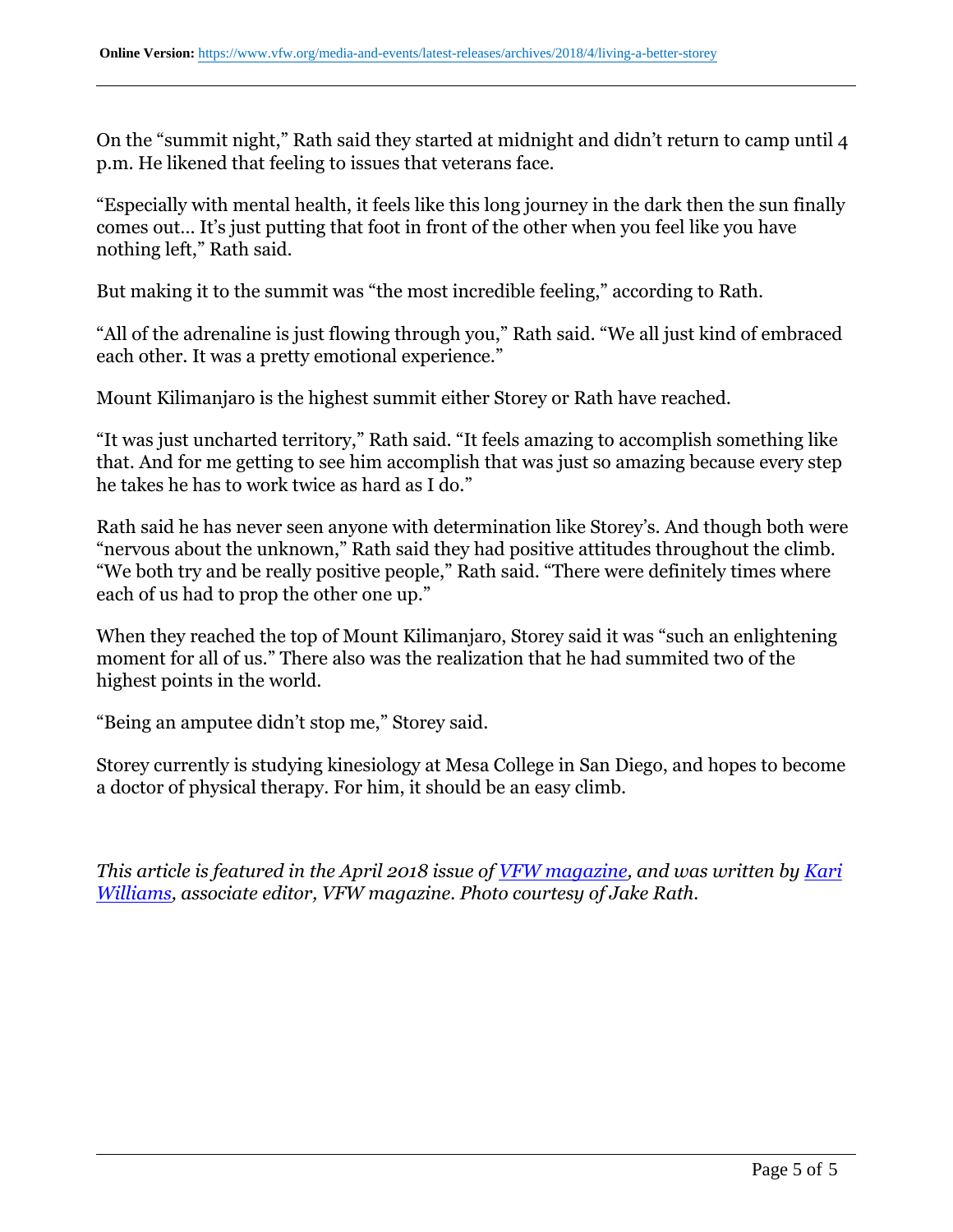On the "summit night," Rath said they started at midnight and didn't return to camp until 4 p.m. He likened that feeling to issues that veterans face.

"Especially with mental health, it feels like this long journey in the dark then the sun finally comes out… It's just putting that foot in front of the other when you feel like you have nothing left," Rath said.

But making it to the summit was "the most incredible feeling," according to Rath.

"All of the adrenaline is just flowing through you," Rath said. "We all just kind of embraced each other. It was a pretty emotional experience."

Mount Kilimanjaro is the highest summit either Storey or Rath have reached.

"It was just uncharted territory," Rath said. "It feels amazing to accomplish something like that. And for me getting to see him accomplish that was just so amazing because every step he takes he has to work twice as hard as I do."

Rath said he has never seen anyone with determination like Storey's. And though both were "nervous about the unknown," Rath said they had positive attitudes throughout the climb. "We both try and be really positive people," Rath said. "There were definitely times where each of us had to prop the other one up."

When they reached the top of Mount Kilimanjaro, Storey said it was "such an enlightening moment for all of us." There also was the realization that he had summited two of the highest points in the world.

"Being an amputee didn't stop me," Storey said.

Storey currently is studying kinesiology at Mesa College in San Diego, and hopes to become a doctor of physical therapy. For him, it should be an easy climb.

*This article is featured in the April 2018 issue of [VFW magazine](), and was written by [Kari Williams](), associate editor, VFW magazine. Photo courtesy of Jake Rath.*